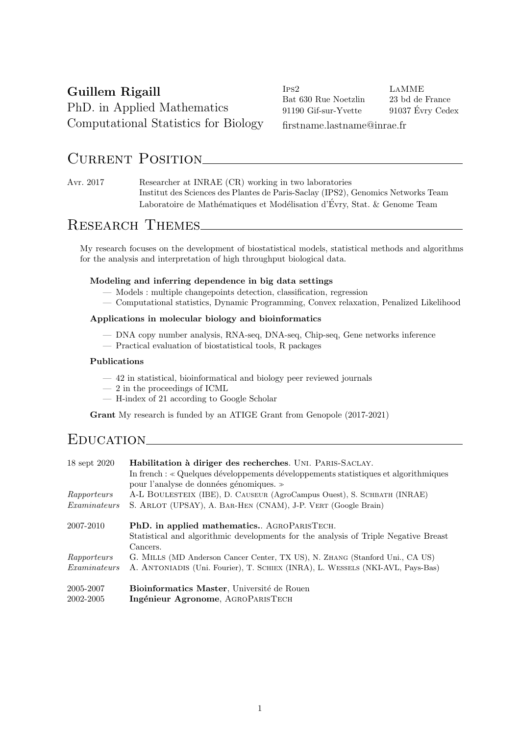**Guillem Rigaill**
PhD. in Applied Mathematics
Computational Statistics for Biology

Ips2
Bat 630 Rue Noetzlin
91190 Gif-sur-Yvette

LaMME
23 bd de France
91037 Évry Cedex

firstname.lastname@inrae.fr

# Current Position

Avr. 2017 — Researcher at INRAE (CR) working in two laboratories
Institut des Sciences des Plantes de Paris-Saclay (IPS2), Genomics Networks Team
Laboratoire de Mathématiques et Modélisation d'Évry, Stat. & Genome Team

# Research Themes

My research focuses on the development of biostatistical models, statistical methods and algorithms for the analysis and interpretation of high throughput biological data.

**Modeling and inferring dependence in big data settings**

- Models : multiple changepoints detection, classification, regression
- Computational statistics, Dynamic Programming, Convex relaxation, Penalized Likelihood

**Applications in molecular biology and bioinformatics**

- DNA copy number analysis, RNA-seq, DNA-seq, Chip-seq, Gene networks inference
- Practical evaluation of biostatistical tools, R packages

**Publications**

- 42 in statistical, bioinformatical and biology peer reviewed journals
- 2 in the proceedings of ICML
- H-index of 21 according to Google Scholar

**Grant** My research is funded by an ATIGE Grant from Genopole (2017-2021)

# Education

18 sept 2020 — **Habilitation à diriger des recherches**. Uni. Paris-Saclay.
In french : « Quelques développements développements statistiques et algorithmiques pour l'analyse de données génomiques. »
*Rapporteurs* A-L Boulesteix (IBE), D. Causeur (AgroCampus Ouest), S. Schbath (INRAE)
*Examinateurs* S. Arlot (UPSAY), A. Bar-Hen (CNAM), J-P. Vert (Google Brain)

2007-2010 — **PhD. in applied mathematics.**. AgroParisTech.
Statistical and algorithmic developments for the analysis of Triple Negative Breast Cancers.
*Rapporteurs* G. Mills (MD Anderson Cancer Center, TX US), N. Zhang (Stanford Uni., CA US)
*Examinateurs* A. Antoniadis (Uni. Fourier), T. Schiex (INRA), L. Wessels (NKI-AVL, Pays-Bas)

2005-2007 — **Bioinformatics Master**, Université de Rouen
2002-2005 — **Ingénieur Agronome**, AgroParisTech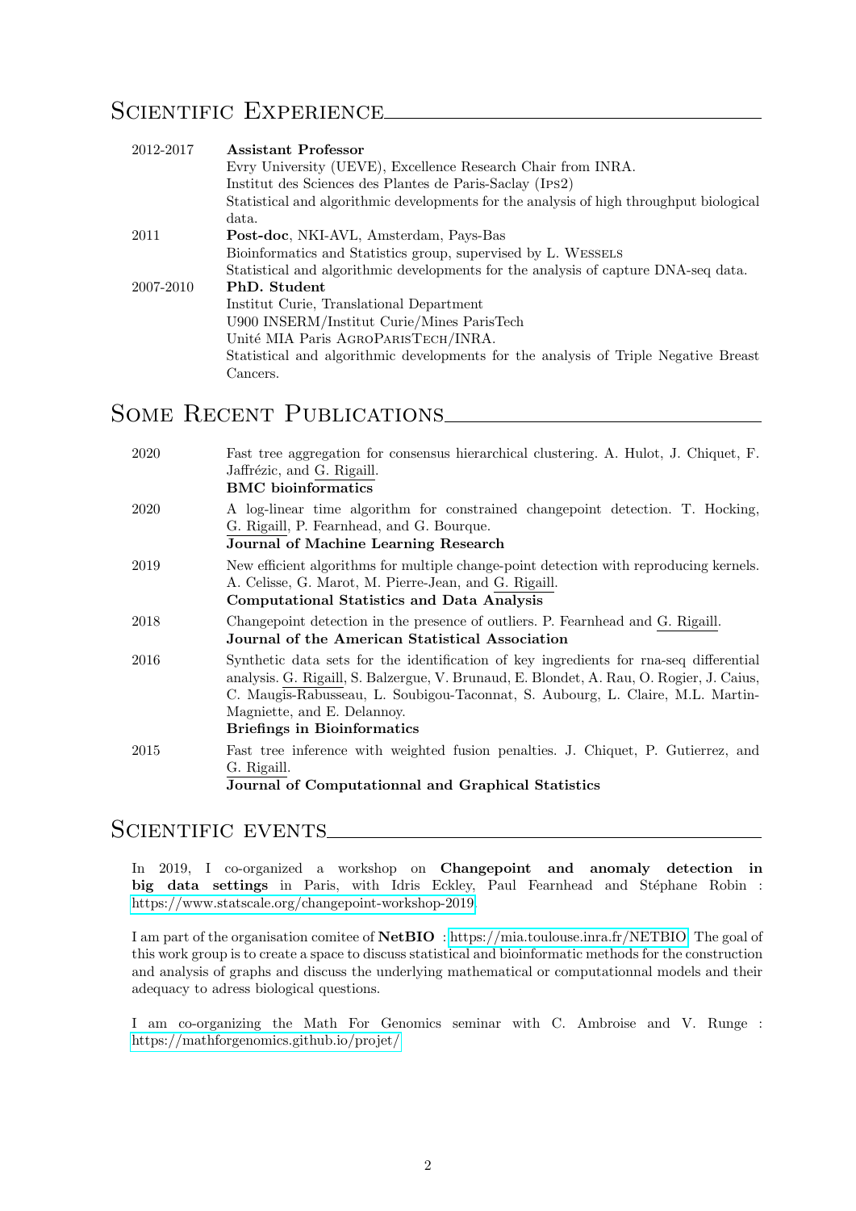## Scientific Experience

**2012-2017** **Assistant Professor**
Evry University (UEVE), Excellence Research Chair from INRA.
Institut des Sciences des Plantes de Paris-Saclay (Ips2)
Statistical and algorithmic developments for the analysis of high throughput biological data.

**2011** **Post-doc**, NKI-AVL, Amsterdam, Pays-Bas
Bioinformatics and Statistics group, supervised by L. Wessels
Statistical and algorithmic developments for the analysis of capture DNA-seq data.

**2007-2010** **PhD. Student**
Institut Curie, Translational Department
U900 INSERM/Institut Curie/Mines ParisTech
Unité MIA Paris AgroParisTech/INRA.
Statistical and algorithmic developments for the analysis of Triple Negative Breast Cancers.

## Some Recent Publications

**2020** Fast tree aggregation for consensus hierarchical clustering. A. Hulot, J. Chiquet, F. Jaffrézic, and G. Rigaill.
**BMC bioinformatics**

**2020** A log-linear time algorithm for constrained changepoint detection. T. Hocking, G. Rigaill, P. Fearnhead, and G. Bourque.
**Journal of Machine Learning Research**

**2019** New efficient algorithms for multiple change-point detection with reproducing kernels. A. Celisse, G. Marot, M. Pierre-Jean, and G. Rigaill.
**Computational Statistics and Data Analysis**

**2018** Changepoint detection in the presence of outliers. P. Fearnhead and G. Rigaill.
**Journal of the American Statistical Association**

**2016** Synthetic data sets for the identification of key ingredients for rna-seq differential analysis. G. Rigaill, S. Balzergue, V. Brunaud, E. Blondet, A. Rau, O. Rogier, J. Caius, C. Maugis-Rabusseau, L. Soubigou-Taconnat, S. Aubourg, L. Claire, M.L. Martin-Magniette, and E. Delannoy.
**Briefings in Bioinformatics**

**2015** Fast tree inference with weighted fusion penalties. J. Chiquet, P. Gutierrez, and G. Rigaill.
**Journal of Computationnal and Graphical Statistics**

## Scientific events

In 2019, I co-organized a workshop on **Changepoint and anomaly detection in big data settings** in Paris, with Idris Eckley, Paul Fearnhead and Stéphane Robin : https://www.statscale.org/changepoint-workshop-2019.

I am part of the organisation comitee of **NetBIO** : https://mia.toulouse.inra.fr/NETBIO. The goal of this work group is to create a space to discuss statistical and bioinformatic methods for the construction and analysis of graphs and discuss the underlying mathematical or computationnal models and their adequacy to adress biological questions.

I am co-organizing the Math For Genomics seminar with C. Ambroise and V. Runge : https://mathforgenomics.github.io/projet/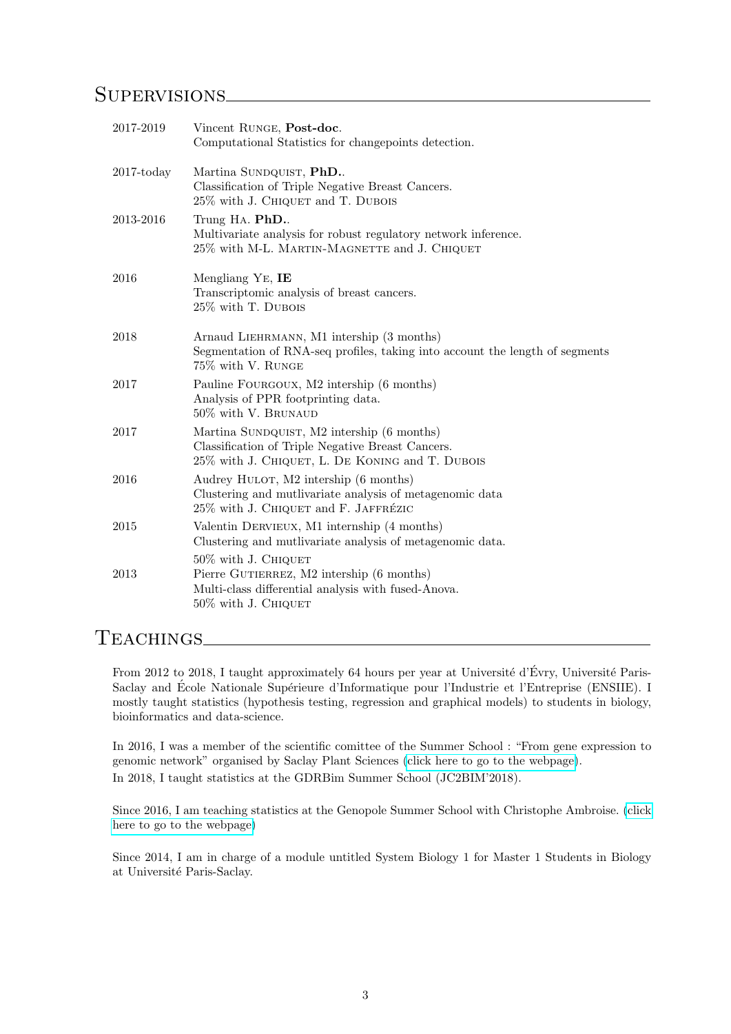## Supervisions

2017-2019 — Vincent Runge, **Post-doc**.
Computational Statistics for changepoints detection.

2017-today — Martina Sundquist, **PhD.**.
Classification of Triple Negative Breast Cancers.
25% with J. Chiquet and T. Dubois

2013-2016 — Trung Ha. **PhD.**.
Multivariate analysis for robust regulatory network inference.
25% with M-L. Martin-Magnette and J. Chiquet

2016 — Mengliang Ye, **IE**
Transcriptomic analysis of breast cancers.
25% with T. Dubois

2018 — Arnaud Liehrmann, M1 intership (3 months)
Segmentation of RNA-seq profiles, taking into account the length of segments
75% with V. Runge

2017 — Pauline Fourgoux, M2 intership (6 months)
Analysis of PPR footprinting data.
50% with V. Brunaud

2017 — Martina Sundquist, M2 intership (6 months)
Classification of Triple Negative Breast Cancers.
25% with J. Chiquet, L. De Koning and T. Dubois

2016 — Audrey Hulot, M2 intership (6 months)
Clustering and mutlivariate analysis of metagenomic data
25% with J. Chiquet and F. Jaffrézic

2015 — Valentin Dervieux, M1 internship (4 months)
Clustering and mutlivariate analysis of metagenomic data.
50% with J. Chiquet

2013 — Pierre Gutierrez, M2 intership (6 months)
Multi-class differential analysis with fused-Anova.
50% with J. Chiquet

## Teachings

From 2012 to 2018, I taught approximately 64 hours per year at Université d'Évry, Université Paris-Saclay and École Nationale Supérieure d'Informatique pour l'Industrie et l'Entreprise (ENSIIE). I mostly taught statistics (hypothesis testing, regression and graphical models) to students in biology, bioinformatics and data-science.

In 2016, I was a member of the scientific comittee of the Summer School : "From gene expression to genomic network" organised by Saclay Plant Sciences (click here to go to the webpage).
In 2018, I taught statistics at the GDRBim Summer School (JC2BIM'2018).

Since 2016, I am teaching statistics at the Genopole Summer School with Christophe Ambroise. (click here to go to the webpage)

Since 2014, I am in charge of a module untitled System Biology 1 for Master 1 Students in Biology at Université Paris-Saclay.